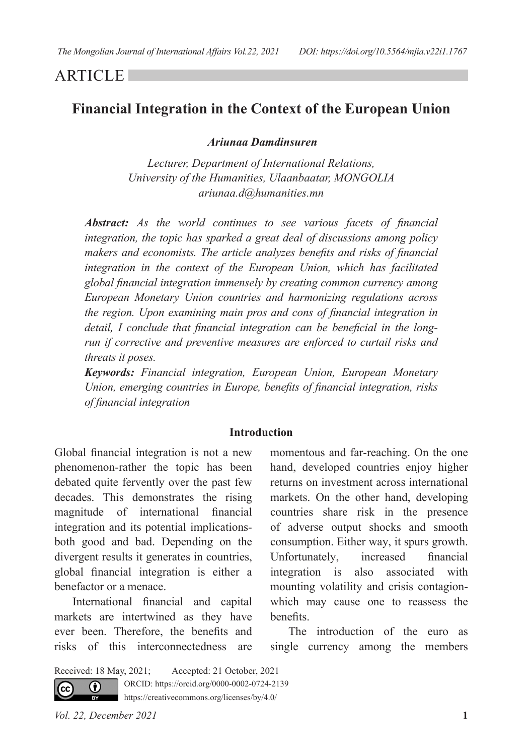ARTICLE

# Financial Integration in the Context of the European Union

***Ariunaa Damdinsuren***

*Lecturer, Department of International Relations,*
*University of the Humanities, Ulaanbaatar, MONGOLIA*
*ariunaa.d@humanities.mn*

***Abstract:*** *As the world continues to see various facets of financial integration, the topic has sparked a great deal of discussions among policy makers and economists. The article analyzes benefits and risks of financial integration in the context of the European Union, which has facilitated global financial integration immensely by creating common currency among European Monetary Union countries and harmonizing regulations across the region. Upon examining main pros and cons of financial integration in detail, I conclude that financial integration can be beneficial in the long-run if corrective and preventive measures are enforced to curtail risks and threats it poses.*

***Keywords:*** *Financial integration, European Union, European Monetary Union, emerging countries in Europe, benefits of financial integration, risks of financial integration*

## Introduction

Global financial integration is not a new phenomenon-rather the topic has been debated quite fervently over the past few decades. This demonstrates the rising magnitude of international financial integration and its potential implications-both good and bad. Depending on the divergent results it generates in countries, global financial integration is either a benefactor or a menace.

International financial and capital markets are intertwined as they have ever been. Therefore, the benefits and risks of this interconnectedness are momentous and far-reaching. On the one hand, developed countries enjoy higher returns on investment across international markets. On the other hand, developing countries share risk in the presence of adverse output shocks and smooth consumption. Either way, it spurs growth. Unfortunately, increased financial integration is also associated with mounting volatility and crisis contagion-which may cause one to reassess the benefits.

The introduction of the euro as single currency among the members

Received: 18 May, 2021; Accepted: 21 October, 2021
ORCID: https://orcid.org/0000-0002-0724-2139
https://creativecommons.org/licenses/by/4.0/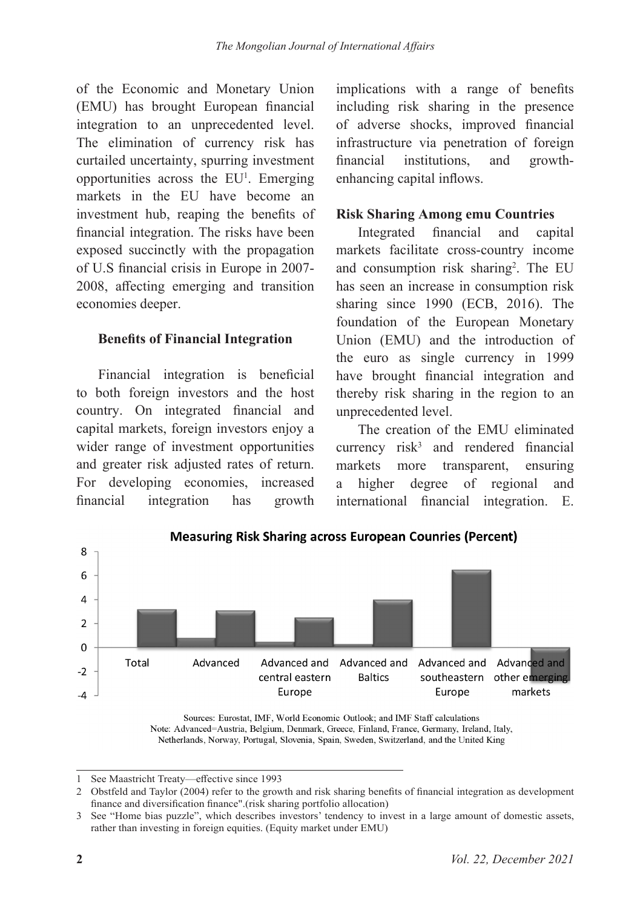of the Economic and Monetary Union (EMU) has brought European financial integration to an unprecedented level. The elimination of currency risk has curtailed uncertainty, spurring investment opportunities across the EU[1]. Emerging markets in the EU have become an investment hub, reaping the benefits of financial integration. The risks have been exposed succinctly with the propagation of U.S financial crisis in Europe in 2007-2008, affecting emerging and transition economies deeper.

### Benefits of Financial Integration

Financial integration is beneficial to both foreign investors and the host country. On integrated financial and capital markets, foreign investors enjoy a wider range of investment opportunities and greater risk adjusted rates of return. For developing economies, increased financial integration has growth implications with a range of benefits including risk sharing in the presence of adverse shocks, improved financial infrastructure via penetration of foreign financial institutions, and growth-enhancing capital inflows.

### Risk Sharing Among emu Countries

Integrated financial and capital markets facilitate cross-country income and consumption risk sharing[2]. The EU has seen an increase in consumption risk sharing since 1990 (ECB, 2016). The foundation of the European Monetary Union (EMU) and the introduction of the euro as single currency in 1999 have brought financial integration and thereby risk sharing in the region to an unprecedented level.

The creation of the EMU eliminated currency risk[3] and rendered financial markets more transparent, ensuring a higher degree of regional and international financial integration. E.

**Measuring Risk Sharing across European Counries (Percent)**

Sources: Eurostat, IMF, World Economic Outlook; and IMF Staff calculations

Note: Advanced=Austria, Belgium, Denmark, Greece, Finland, France, Germany, Ireland, Italy, Netherlands, Norway, Portugal, Slovenia, Spain, Sweden, Switzerland, and the United King

---

1 See Maastricht Treaty—effective since 1993

2 Obstfeld and Taylor (2004) refer to the growth and risk sharing benefits of financial integration as development finance and diversification finance".(risk sharing portfolio allocation)

3 See "Home bias puzzle", which describes investors' tendency to invest in a large amount of domestic assets, rather than investing in foreign equities. (Equity market under EMU)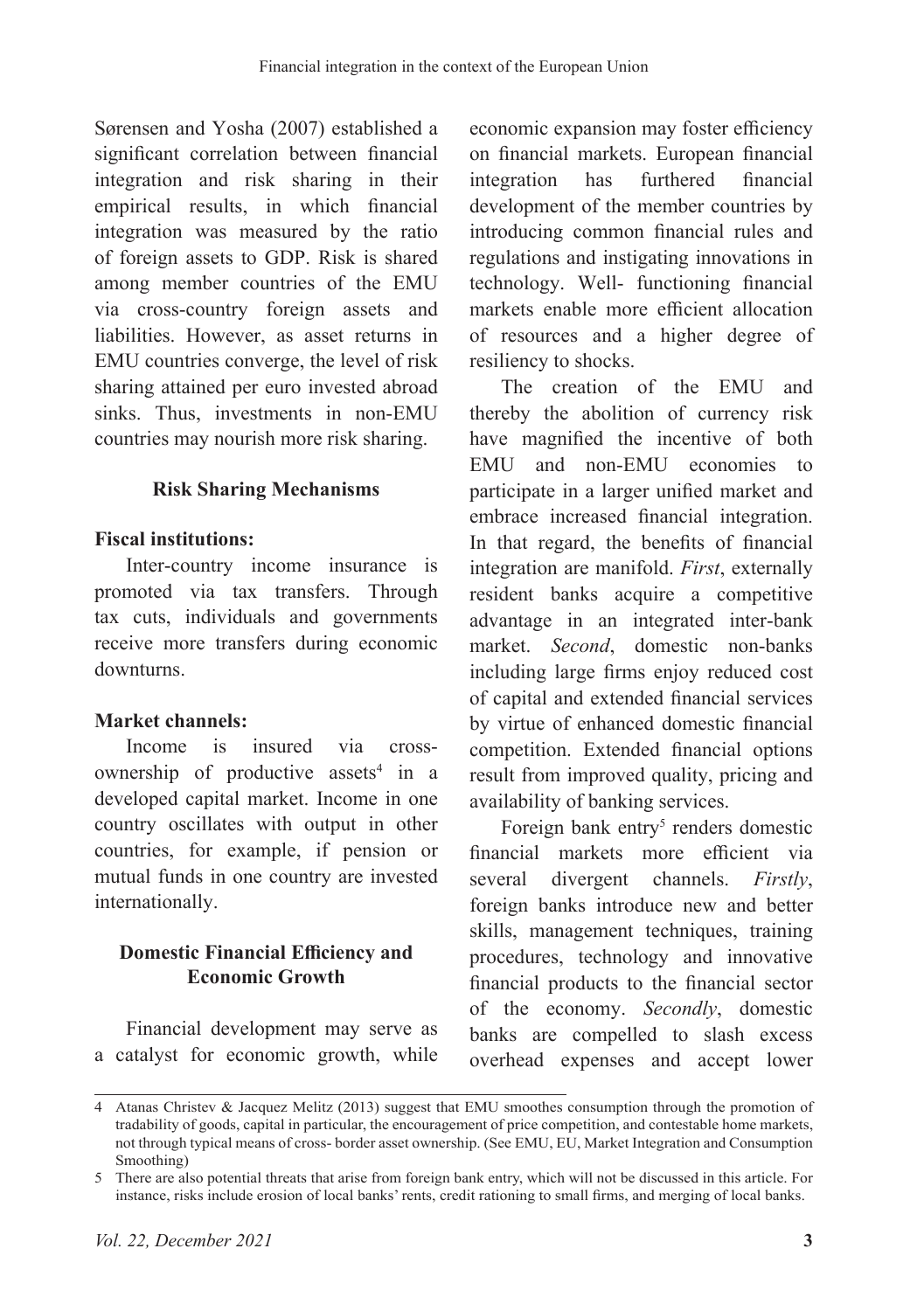Sørensen and Yosha (2007) established a significant correlation between financial integration and risk sharing in their empirical results, in which financial integration was measured by the ratio of foreign assets to GDP. Risk is shared among member countries of the EMU via cross-country foreign assets and liabilities. However, as asset returns in EMU countries converge, the level of risk sharing attained per euro invested abroad sinks. Thus, investments in non-EMU countries may nourish more risk sharing.

## Risk Sharing Mechanisms

**Fiscal institutions:**

Inter-country income insurance is promoted via tax transfers. Through tax cuts, individuals and governments receive more transfers during economic downturns.

**Market channels:**

Income is insured via cross-ownership of productive assets[4] in a developed capital market. Income in one country oscillates with output in other countries, for example, if pension or mutual funds in one country are invested internationally.

## Domestic Financial Efficiency and Economic Growth

Financial development may serve as a catalyst for economic growth, while economic expansion may foster efficiency on financial markets. European financial integration has furthered financial development of the member countries by introducing common financial rules and regulations and instigating innovations in technology. Well- functioning financial markets enable more efficient allocation of resources and a higher degree of resiliency to shocks.

The creation of the EMU and thereby the abolition of currency risk have magnified the incentive of both EMU and non-EMU economies to participate in a larger unified market and embrace increased financial integration. In that regard, the benefits of financial integration are manifold. *First*, externally resident banks acquire a competitive advantage in an integrated inter-bank market. *Second*, domestic non-banks including large firms enjoy reduced cost of capital and extended financial services by virtue of enhanced domestic financial competition. Extended financial options result from improved quality, pricing and availability of banking services.

Foreign bank entry[5] renders domestic financial markets more efficient via several divergent channels. *Firstly*, foreign banks introduce new and better skills, management techniques, training procedures, technology and innovative financial products to the financial sector of the economy. *Secondly*, domestic banks are compelled to slash excess overhead expenses and accept lower

---

[4] Atanas Christev & Jacquez Melitz (2013) suggest that EMU smoothes consumption through the promotion of tradability of goods, capital in particular, the encouragement of price competition, and contestable home markets, not through typical means of cross- border asset ownership. (See EMU, EU, Market Integration and Consumption Smoothing)

[5] There are also potential threats that arise from foreign bank entry, which will not be discussed in this article. For instance, risks include erosion of local banks' rents, credit rationing to small firms, and merging of local banks.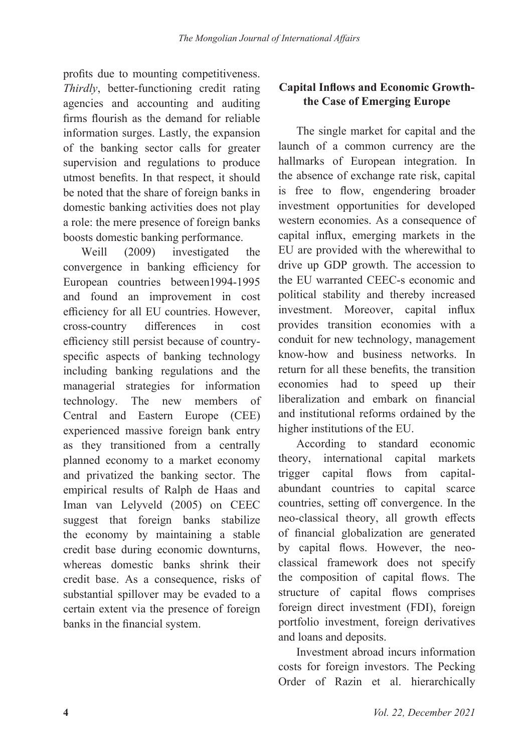profits due to mounting competitiveness. *Thirdly*, better-functioning credit rating agencies and accounting and auditing firms flourish as the demand for reliable information surges. Lastly, the expansion of the banking sector calls for greater supervision and regulations to produce utmost benefits. In that respect, it should be noted that the share of foreign banks in domestic banking activities does not play a role: the mere presence of foreign banks boosts domestic banking performance.

Weill (2009) investigated the convergence in banking efficiency for European countries between1994-1995 and found an improvement in cost efficiency for all EU countries. However, cross-country differences in cost efficiency still persist because of country-specific aspects of banking technology including banking regulations and the managerial strategies for information technology. The new members of Central and Eastern Europe (CEE) experienced massive foreign bank entry as they transitioned from a centrally planned economy to a market economy and privatized the banking sector. The empirical results of Ralph de Haas and Iman van Lelyveld (2005) on CEEC suggest that foreign banks stabilize the economy by maintaining a stable credit base during economic downturns, whereas domestic banks shrink their credit base. As a consequence, risks of substantial spillover may be evaded to a certain extent via the presence of foreign banks in the financial system.

## Capital Inflows and Economic Growth-the Case of Emerging Europe

The single market for capital and the launch of a common currency are the hallmarks of European integration. In the absence of exchange rate risk, capital is free to flow, engendering broader investment opportunities for developed western economies. As a consequence of capital influx, emerging markets in the EU are provided with the wherewithal to drive up GDP growth. The accession to the EU warranted CEEC-s economic and political stability and thereby increased investment. Moreover, capital influx provides transition economies with a conduit for new technology, management know-how and business networks. In return for all these benefits, the transition economies had to speed up their liberalization and embark on financial and institutional reforms ordained by the higher institutions of the EU.

According to standard economic theory, international capital markets trigger capital flows from capital-abundant countries to capital scarce countries, setting off convergence. In the neo-classical theory, all growth effects of financial globalization are generated by capital flows. However, the neo-classical framework does not specify the composition of capital flows. The structure of capital flows comprises foreign direct investment (FDI), foreign portfolio investment, foreign derivatives and loans and deposits.

Investment abroad incurs information costs for foreign investors. The Pecking Order of Razin et al. hierarchically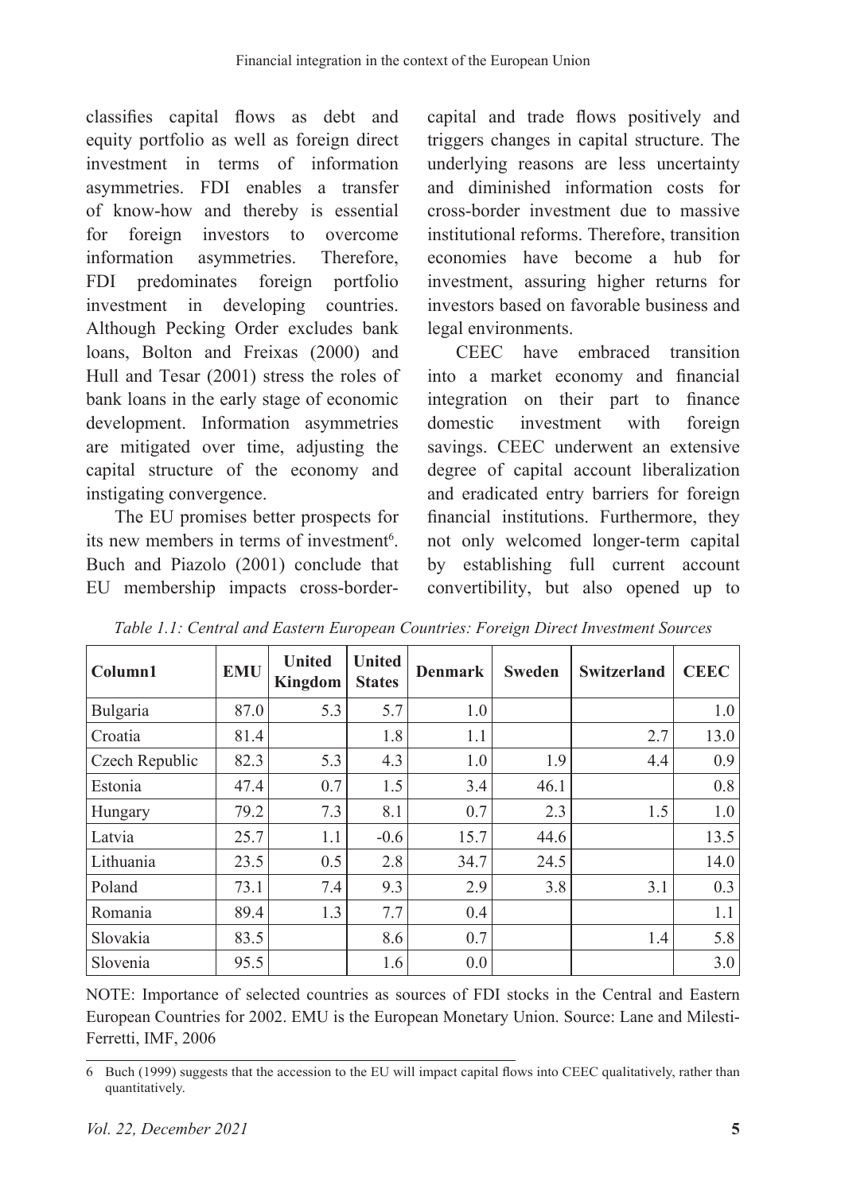classifies capital flows as debt and equity portfolio as well as foreign direct investment in terms of information asymmetries. FDI enables a transfer of know-how and thereby is essential for foreign investors to overcome information asymmetries. Therefore, FDI predominates foreign portfolio investment in developing countries. Although Pecking Order excludes bank loans, Bolton and Freixas (2000) and Hull and Tesar (2001) stress the roles of bank loans in the early stage of economic development. Information asymmetries are mitigated over time, adjusting the capital structure of the economy and instigating convergence.

The EU promises better prospects for its new members in terms of investment[6]. Buch and Piazolo (2001) conclude that EU membership impacts cross-border-capital and trade flows positively and triggers changes in capital structure. The underlying reasons are less uncertainty and diminished information costs for cross-border investment due to massive institutional reforms. Therefore, transition economies have become a hub for investment, assuring higher returns for investors based on favorable business and legal environments.

CEEC have embraced transition into a market economy and financial integration on their part to finance domestic investment with foreign savings. CEEC underwent an extensive degree of capital account liberalization and eradicated entry barriers for foreign financial institutions. Furthermore, they not only welcomed longer-term capital by establishing full current account convertibility, but also opened up to

*Table 1.1: Central and Eastern European Countries: Foreign Direct Investment Sources*

| Column1 | EMU | United Kingdom | United States | Denmark | Sweden | Switzerland | CEEC |
|---|---|---|---|---|---|---|---|
| Bulgaria | 87.0 | 5.3 | 5.7 | 1.0 | | | 1.0 |
| Croatia | 81.4 | | 1.8 | 1.1 | | 2.7 | 13.0 |
| Czech Republic | 82.3 | 5.3 | 4.3 | 1.0 | 1.9 | 4.4 | 0.9 |
| Estonia | 47.4 | 0.7 | 1.5 | 3.4 | 46.1 | | 0.8 |
| Hungary | 79.2 | 7.3 | 8.1 | 0.7 | 2.3 | 1.5 | 1.0 |
| Latvia | 25.7 | 1.1 | -0.6 | 15.7 | 44.6 | | 13.5 |
| Lithuania | 23.5 | 0.5 | 2.8 | 34.7 | 24.5 | | 14.0 |
| Poland | 73.1 | 7.4 | 9.3 | 2.9 | 3.8 | 3.1 | 0.3 |
| Romania | 89.4 | 1.3 | 7.7 | 0.4 | | | 1.1 |
| Slovakia | 83.5 | | 8.6 | 0.7 | | 1.4 | 5.8 |
| Slovenia | 95.5 | | 1.6 | 0.0 | | | 3.0 |

NOTE: Importance of selected countries as sources of FDI stocks in the Central and Eastern European Countries for 2002. EMU is the European Monetary Union. Source: Lane and Milesti-Ferretti, IMF, 2006

6 Buch (1999) suggests that the accession to the EU will impact capital flows into CEEC qualitatively, rather than quantitatively.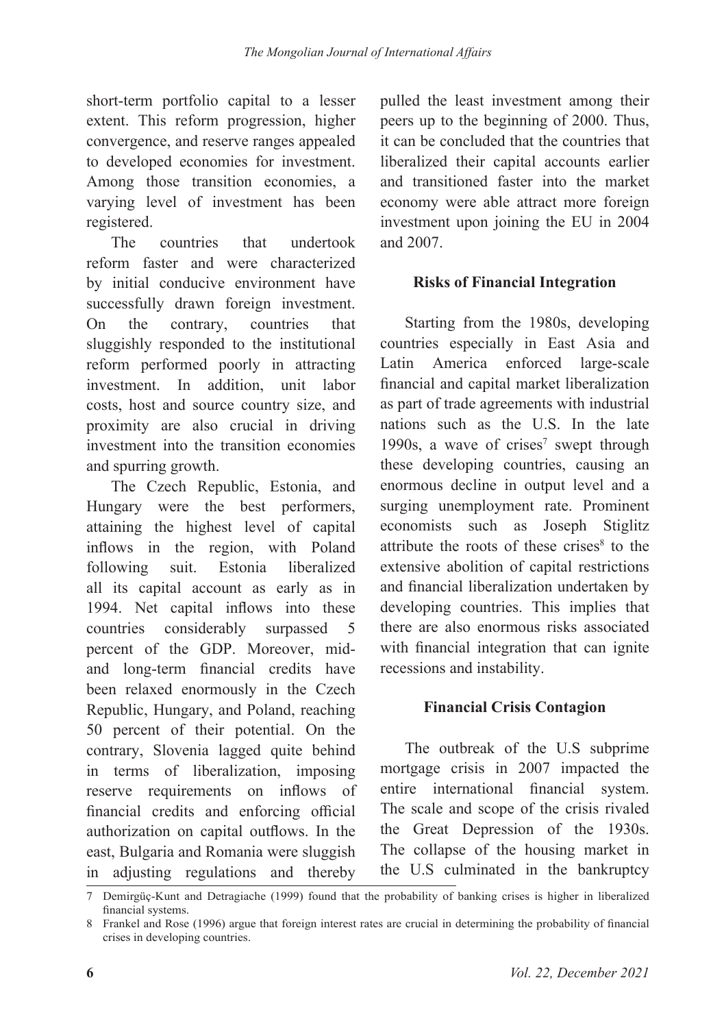short-term portfolio capital to a lesser extent. This reform progression, higher convergence, and reserve ranges appealed to developed economies for investment. Among those transition economies, a varying level of investment has been registered.

The countries that undertook reform faster and were characterized by initial conducive environment have successfully drawn foreign investment. On the contrary, countries that sluggishly responded to the institutional reform performed poorly in attracting investment. In addition, unit labor costs, host and source country size, and proximity are also crucial in driving investment into the transition economies and spurring growth.

The Czech Republic, Estonia, and Hungary were the best performers, attaining the highest level of capital inflows in the region, with Poland following suit. Estonia liberalized all its capital account as early as in 1994. Net capital inflows into these countries considerably surpassed 5 percent of the GDP. Moreover, mid- and long-term financial credits have been relaxed enormously in the Czech Republic, Hungary, and Poland, reaching 50 percent of their potential. On the contrary, Slovenia lagged quite behind in terms of liberalization, imposing reserve requirements on inflows of financial credits and enforcing official authorization on capital outflows. In the east, Bulgaria and Romania were sluggish in adjusting regulations and thereby pulled the least investment among their peers up to the beginning of 2000. Thus, it can be concluded that the countries that liberalized their capital accounts earlier and transitioned faster into the market economy were able attract more foreign investment upon joining the EU in 2004 and 2007.

## Risks of Financial Integration

Starting from the 1980s, developing countries especially in East Asia and Latin America enforced large-scale financial and capital market liberalization as part of trade agreements with industrial nations such as the U.S. In the late 1990s, a wave of crises[7] swept through these developing countries, causing an enormous decline in output level and a surging unemployment rate. Prominent economists such as Joseph Stiglitz attribute the roots of these crises[8] to the extensive abolition of capital restrictions and financial liberalization undertaken by developing countries. This implies that there are also enormous risks associated with financial integration that can ignite recessions and instability.

## Financial Crisis Contagion

The outbreak of the U.S subprime mortgage crisis in 2007 impacted the entire international financial system. The scale and scope of the crisis rivaled the Great Depression of the 1930s. The collapse of the housing market in the U.S culminated in the bankruptcy

---

7 Demirgüç-Kunt and Detragiache (1999) found that the probability of banking crises is higher in liberalized financial systems.

8 Frankel and Rose (1996) argue that foreign interest rates are crucial in determining the probability of financial crises in developing countries.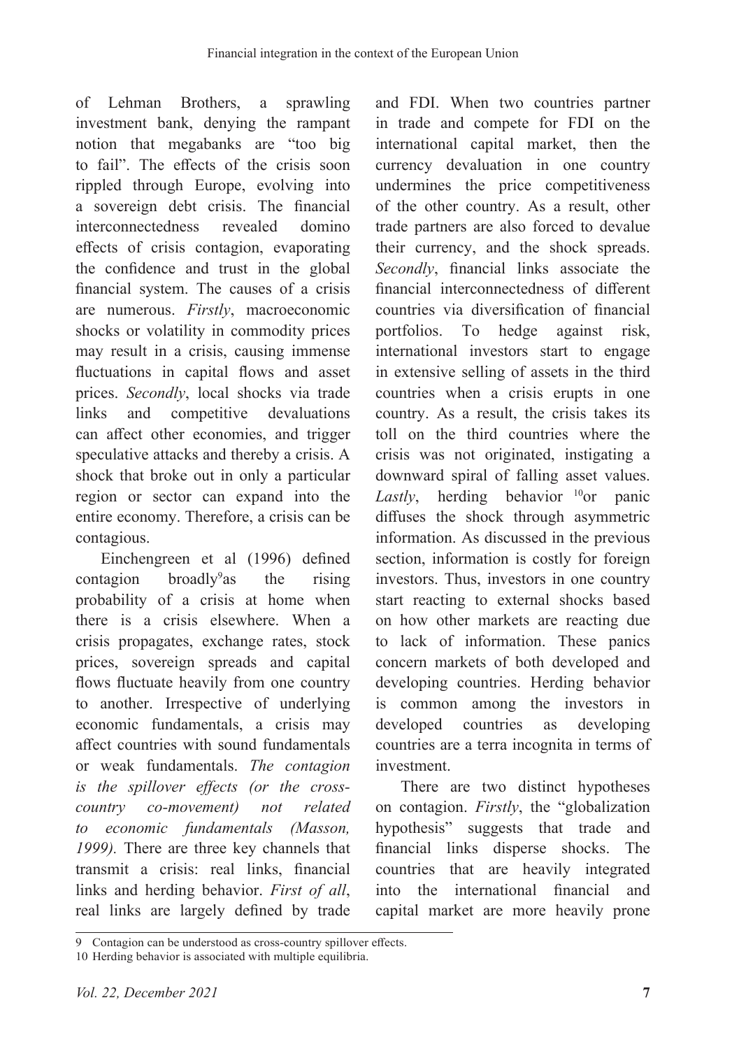of Lehman Brothers, a sprawling investment bank, denying the rampant notion that megabanks are "too big to fail". The effects of the crisis soon rippled through Europe, evolving into a sovereign debt crisis. The financial interconnectedness revealed domino effects of crisis contagion, evaporating the confidence and trust in the global financial system. The causes of a crisis are numerous. *Firstly*, macroeconomic shocks or volatility in commodity prices may result in a crisis, causing immense fluctuations in capital flows and asset prices. *Secondly*, local shocks via trade links and competitive devaluations can affect other economies, and trigger speculative attacks and thereby a crisis. A shock that broke out in only a particular region or sector can expand into the entire economy. Therefore, a crisis can be contagious.

Einchengreen et al (1996) defined contagion broadly[9]as the rising probability of a crisis at home when there is a crisis elsewhere. When a crisis propagates, exchange rates, stock prices, sovereign spreads and capital flows fluctuate heavily from one country to another. Irrespective of underlying economic fundamentals, a crisis may affect countries with sound fundamentals or weak fundamentals. *The contagion is the spillover effects (or the cross-country co-movement) not related to economic fundamentals (Masson, 1999).* There are three key channels that transmit a crisis: real links, financial links and herding behavior. *First of all*, real links are largely defined by trade and FDI. When two countries partner in trade and compete for FDI on the international capital market, then the currency devaluation in one country undermines the price competitiveness of the other country. As a result, other trade partners are also forced to devalue their currency, and the shock spreads. *Secondly*, financial links associate the financial interconnectedness of different countries via diversification of financial portfolios. To hedge against risk, international investors start to engage in extensive selling of assets in the third countries when a crisis erupts in one country. As a result, the crisis takes its toll on the third countries where the crisis was not originated, instigating a downward spiral of falling asset values. *Lastly*, herding behavior [10]or panic diffuses the shock through asymmetric information. As discussed in the previous section, information is costly for foreign investors. Thus, investors in one country start reacting to external shocks based on how other markets are reacting due to lack of information. These panics concern markets of both developed and developing countries. Herding behavior is common among the investors in developed countries as developing countries are a terra incognita in terms of investment.

There are two distinct hypotheses on contagion. *Firstly*, the "globalization hypothesis" suggests that trade and financial links disperse shocks. The countries that are heavily integrated into the international financial and capital market are more heavily prone

---

9 Contagion can be understood as cross-country spillover effects.

10 Herding behavior is associated with multiple equilibria.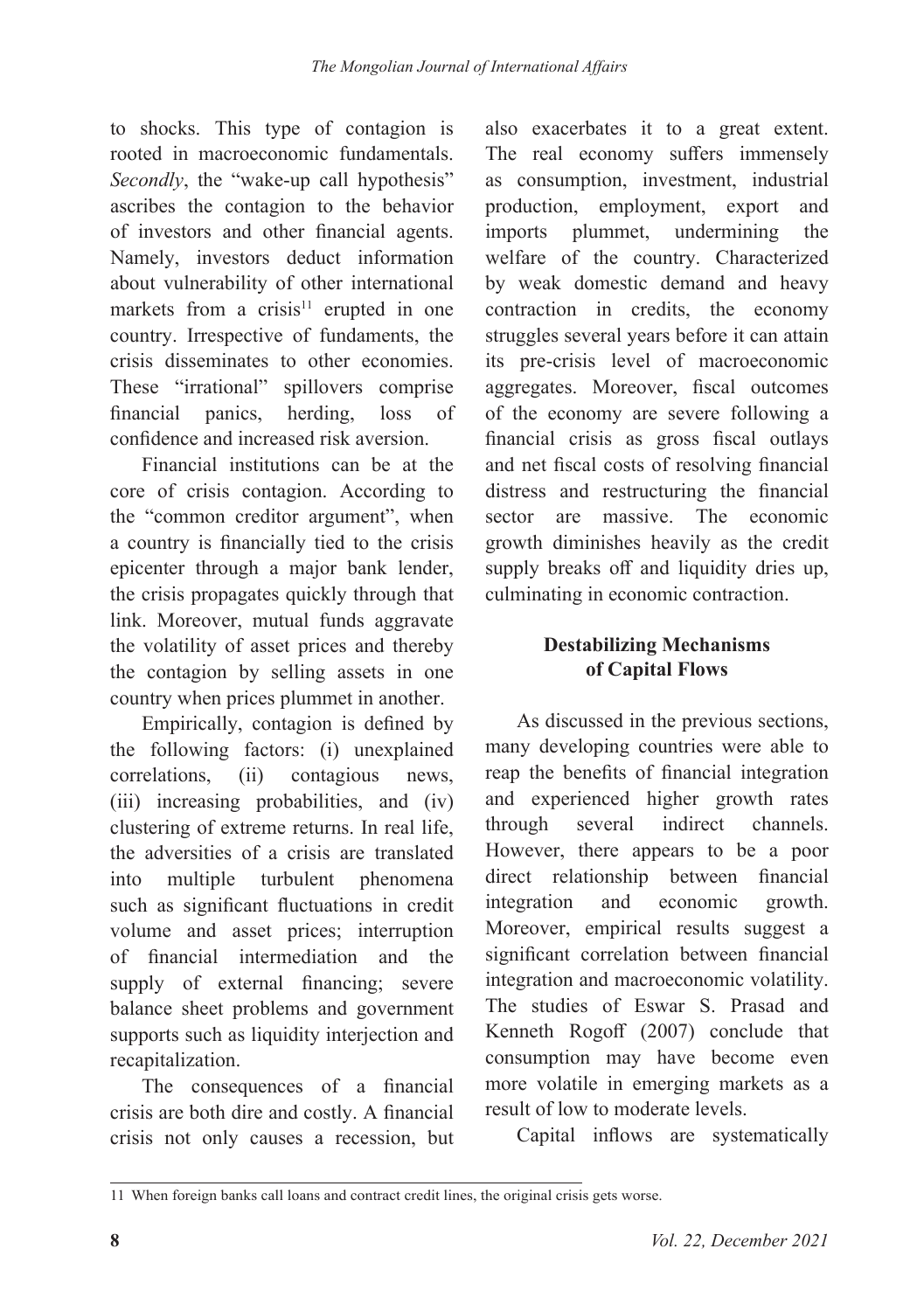to shocks. This type of contagion is rooted in macroeconomic fundamentals. *Secondly*, the "wake-up call hypothesis" ascribes the contagion to the behavior of investors and other financial agents. Namely, investors deduct information about vulnerability of other international markets from a crisis[11] erupted in one country. Irrespective of fundaments, the crisis disseminates to other economies. These "irrational" spillovers comprise financial panics, herding, loss of confidence and increased risk aversion.

Financial institutions can be at the core of crisis contagion. According to the "common creditor argument", when a country is financially tied to the crisis epicenter through a major bank lender, the crisis propagates quickly through that link. Moreover, mutual funds aggravate the volatility of asset prices and thereby the contagion by selling assets in one country when prices plummet in another.

Empirically, contagion is defined by the following factors: (i) unexplained correlations, (ii) contagious news, (iii) increasing probabilities, and (iv) clustering of extreme returns. In real life, the adversities of a crisis are translated into multiple turbulent phenomena such as significant fluctuations in credit volume and asset prices; interruption of financial intermediation and the supply of external financing; severe balance sheet problems and government supports such as liquidity interjection and recapitalization.

The consequences of a financial crisis are both dire and costly. A financial crisis not only causes a recession, but also exacerbates it to a great extent. The real economy suffers immensely as consumption, investment, industrial production, employment, export and imports plummet, undermining the welfare of the country. Characterized by weak domestic demand and heavy contraction in credits, the economy struggles several years before it can attain its pre-crisis level of macroeconomic aggregates. Moreover, fiscal outcomes of the economy are severe following a financial crisis as gross fiscal outlays and net fiscal costs of resolving financial distress and restructuring the financial sector are massive. The economic growth diminishes heavily as the credit supply breaks off and liquidity dries up, culminating in economic contraction.

## Destabilizing Mechanisms of Capital Flows

As discussed in the previous sections, many developing countries were able to reap the benefits of financial integration and experienced higher growth rates through several indirect channels. However, there appears to be a poor direct relationship between financial integration and economic growth. Moreover, empirical results suggest a significant correlation between financial integration and macroeconomic volatility. The studies of Eswar S. Prasad and Kenneth Rogoff (2007) conclude that consumption may have become even more volatile in emerging markets as a result of low to moderate levels.

Capital inflows are systematically

---

11 When foreign banks call loans and contract credit lines, the original crisis gets worse.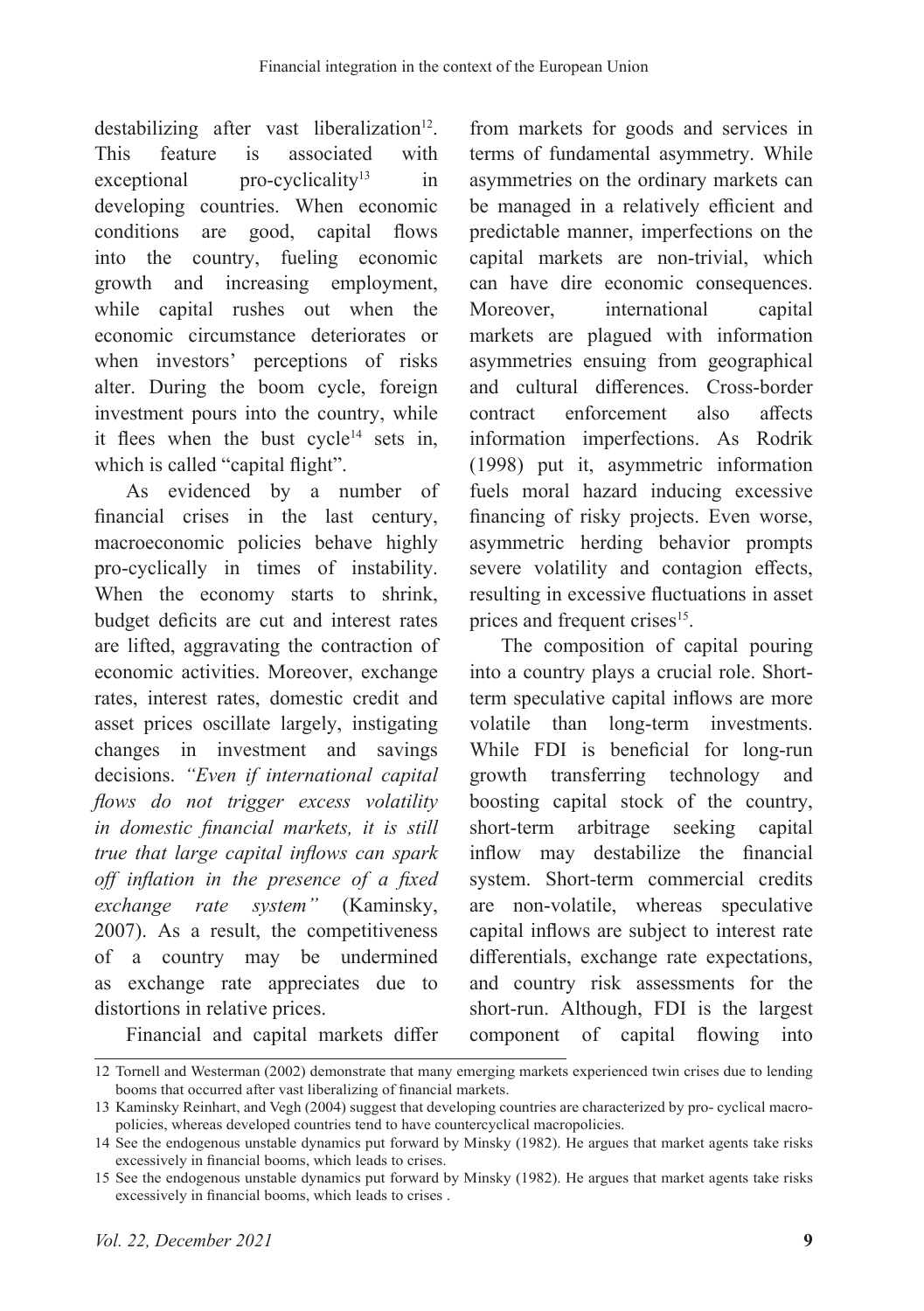destabilizing after vast liberalization[12]. This feature is associated with exceptional pro-cyclicality[13] in developing countries. When economic conditions are good, capital flows into the country, fueling economic growth and increasing employment, while capital rushes out when the economic circumstance deteriorates or when investors' perceptions of risks alter. During the boom cycle, foreign investment pours into the country, while it flees when the bust cycle[14] sets in, which is called "capital flight".

As evidenced by a number of financial crises in the last century, macroeconomic policies behave highly pro-cyclically in times of instability. When the economy starts to shrink, budget deficits are cut and interest rates are lifted, aggravating the contraction of economic activities. Moreover, exchange rates, interest rates, domestic credit and asset prices oscillate largely, instigating changes in investment and savings decisions. *"Even if international capital flows do not trigger excess volatility in domestic financial markets, it is still true that large capital inflows can spark off inflation in the presence of a fixed exchange rate system"* (Kaminsky, 2007). As a result, the competitiveness of a country may be undermined as exchange rate appreciates due to distortions in relative prices.

Financial and capital markets differ from markets for goods and services in terms of fundamental asymmetry. While asymmetries on the ordinary markets can be managed in a relatively efficient and predictable manner, imperfections on the capital markets are non-trivial, which can have dire economic consequences. Moreover, international capital markets are plagued with information asymmetries ensuing from geographical and cultural differences. Cross-border contract enforcement also affects information imperfections. As Rodrik (1998) put it, asymmetric information fuels moral hazard inducing excessive financing of risky projects. Even worse, asymmetric herding behavior prompts severe volatility and contagion effects, resulting in excessive fluctuations in asset prices and frequent crises[15].

The composition of capital pouring into a country plays a crucial role. Short-term speculative capital inflows are more volatile than long-term investments. While FDI is beneficial for long-run growth transferring technology and boosting capital stock of the country, short-term arbitrage seeking capital inflow may destabilize the financial system. Short-term commercial credits are non-volatile, whereas speculative capital inflows are subject to interest rate differentials, exchange rate expectations, and country risk assessments for the short-run. Although, FDI is the largest component of capital flowing into

---

12 Tornell and Westerman (2002) demonstrate that many emerging markets experienced twin crises due to lending booms that occurred after vast liberalizing of financial markets.

13 Kaminsky Reinhart, and Vegh (2004) suggest that developing countries are characterized by pro- cyclical macropolicies, whereas developed countries tend to have countercyclical macropolicies.

14 See the endogenous unstable dynamics put forward by Minsky (1982). He argues that market agents take risks excessively in financial booms, which leads to crises.

15 See the endogenous unstable dynamics put forward by Minsky (1982). He argues that market agents take risks excessively in financial booms, which leads to crises .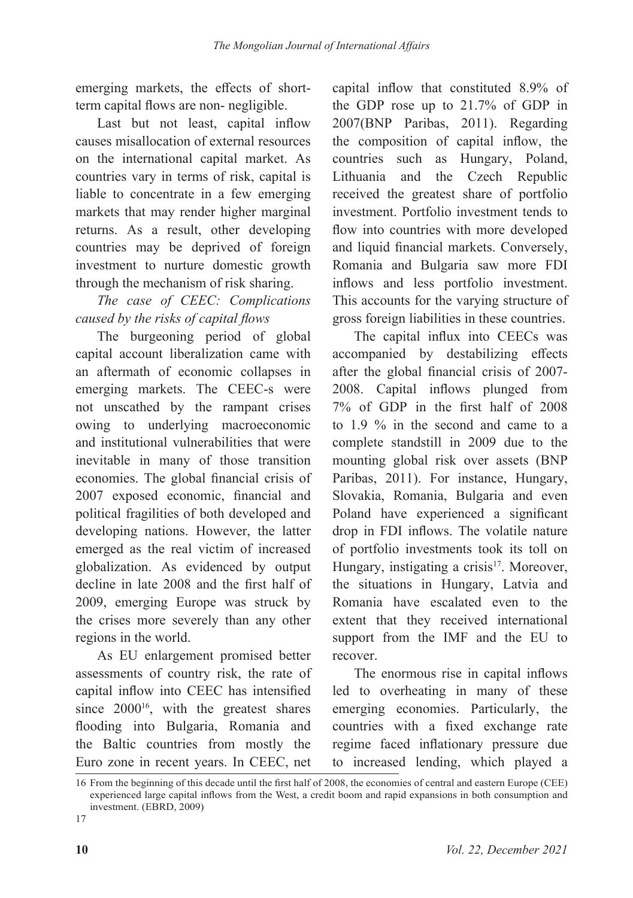emerging markets, the effects of short-term capital flows are non- negligible.

Last but not least, capital inflow causes misallocation of external resources on the international capital market. As countries vary in terms of risk, capital is liable to concentrate in a few emerging markets that may render higher marginal returns. As a result, other developing countries may be deprived of foreign investment to nurture domestic growth through the mechanism of risk sharing.

*The case of CEEC: Complications caused by the risks of capital flows*

The burgeoning period of global capital account liberalization came with an aftermath of economic collapses in emerging markets. The CEEC-s were not unscathed by the rampant crises owing to underlying macroeconomic and institutional vulnerabilities that were inevitable in many of those transition economies. The global financial crisis of 2007 exposed economic, financial and political fragilities of both developed and developing nations. However, the latter emerged as the real victim of increased globalization. As evidenced by output decline in late 2008 and the first half of 2009, emerging Europe was struck by the crises more severely than any other regions in the world.

As EU enlargement promised better assessments of country risk, the rate of capital inflow into CEEC has intensified since 2000[16], with the greatest shares flooding into Bulgaria, Romania and the Baltic countries from mostly the Euro zone in recent years. In CEEC, net capital inflow that constituted 8.9% of the GDP rose up to 21.7% of GDP in 2007(BNP Paribas, 2011). Regarding the composition of capital inflow, the countries such as Hungary, Poland, Lithuania and the Czech Republic received the greatest share of portfolio investment. Portfolio investment tends to flow into countries with more developed and liquid financial markets. Conversely, Romania and Bulgaria saw more FDI inflows and less portfolio investment. This accounts for the varying structure of gross foreign liabilities in these countries.

The capital influx into CEECs was accompanied by destabilizing effects after the global financial crisis of 2007-2008. Capital inflows plunged from 7% of GDP in the first half of 2008 to 1.9 % in the second and came to a complete standstill in 2009 due to the mounting global risk over assets (BNP Paribas, 2011). For instance, Hungary, Slovakia, Romania, Bulgaria and even Poland have experienced a significant drop in FDI inflows. The volatile nature of portfolio investments took its toll on Hungary, instigating a crisis[17]. Moreover, the situations in Hungary, Latvia and Romania have escalated even to the extent that they received international support from the IMF and the EU to recover.

The enormous rise in capital inflows led to overheating in many of these emerging economies. Particularly, the countries with a fixed exchange rate regime faced inflationary pressure due to increased lending, which played a

---

16 From the beginning of this decade until the first half of 2008, the economies of central and eastern Europe (CEE) experienced large capital inflows from the West, a credit boom and rapid expansions in both consumption and investment. (EBRD, 2009)

17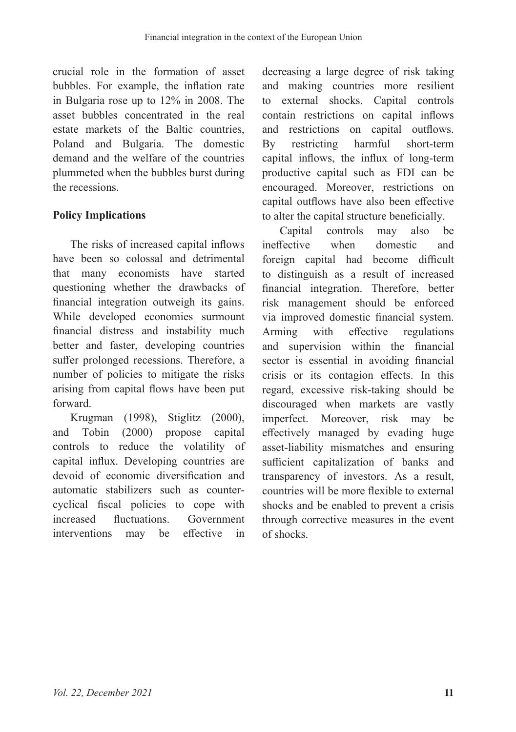crucial role in the formation of asset bubbles. For example, the inflation rate in Bulgaria rose up to 12% in 2008. The asset bubbles concentrated in the real estate markets of the Baltic countries, Poland and Bulgaria. The domestic demand and the welfare of the countries plummeted when the bubbles burst during the recessions.

## Policy Implications

The risks of increased capital inflows have been so colossal and detrimental that many economists have started questioning whether the drawbacks of financial integration outweigh its gains. While developed economies surmount financial distress and instability much better and faster, developing countries suffer prolonged recessions. Therefore, a number of policies to mitigate the risks arising from capital flows have been put forward.

Krugman (1998), Stiglitz (2000), and Tobin (2000) propose capital controls to reduce the volatility of capital influx. Developing countries are devoid of economic diversification and automatic stabilizers such as counter-cyclical fiscal policies to cope with increased fluctuations. Government interventions may be effective in decreasing a large degree of risk taking and making countries more resilient to external shocks. Capital controls contain restrictions on capital inflows and restrictions on capital outflows. By restricting harmful short-term capital inflows, the influx of long-term productive capital such as FDI can be encouraged. Moreover, restrictions on capital outflows have also been effective to alter the capital structure beneficially.

Capital controls may also be ineffective when domestic and foreign capital had become difficult to distinguish as a result of increased financial integration. Therefore, better risk management should be enforced via improved domestic financial system. Arming with effective regulations and supervision within the financial sector is essential in avoiding financial crisis or its contagion effects. In this regard, excessive risk-taking should be discouraged when markets are vastly imperfect. Moreover, risk may be effectively managed by evading huge asset-liability mismatches and ensuring sufficient capitalization of banks and transparency of investors. As a result, countries will be more flexible to external shocks and be enabled to prevent a crisis through corrective measures in the event of shocks.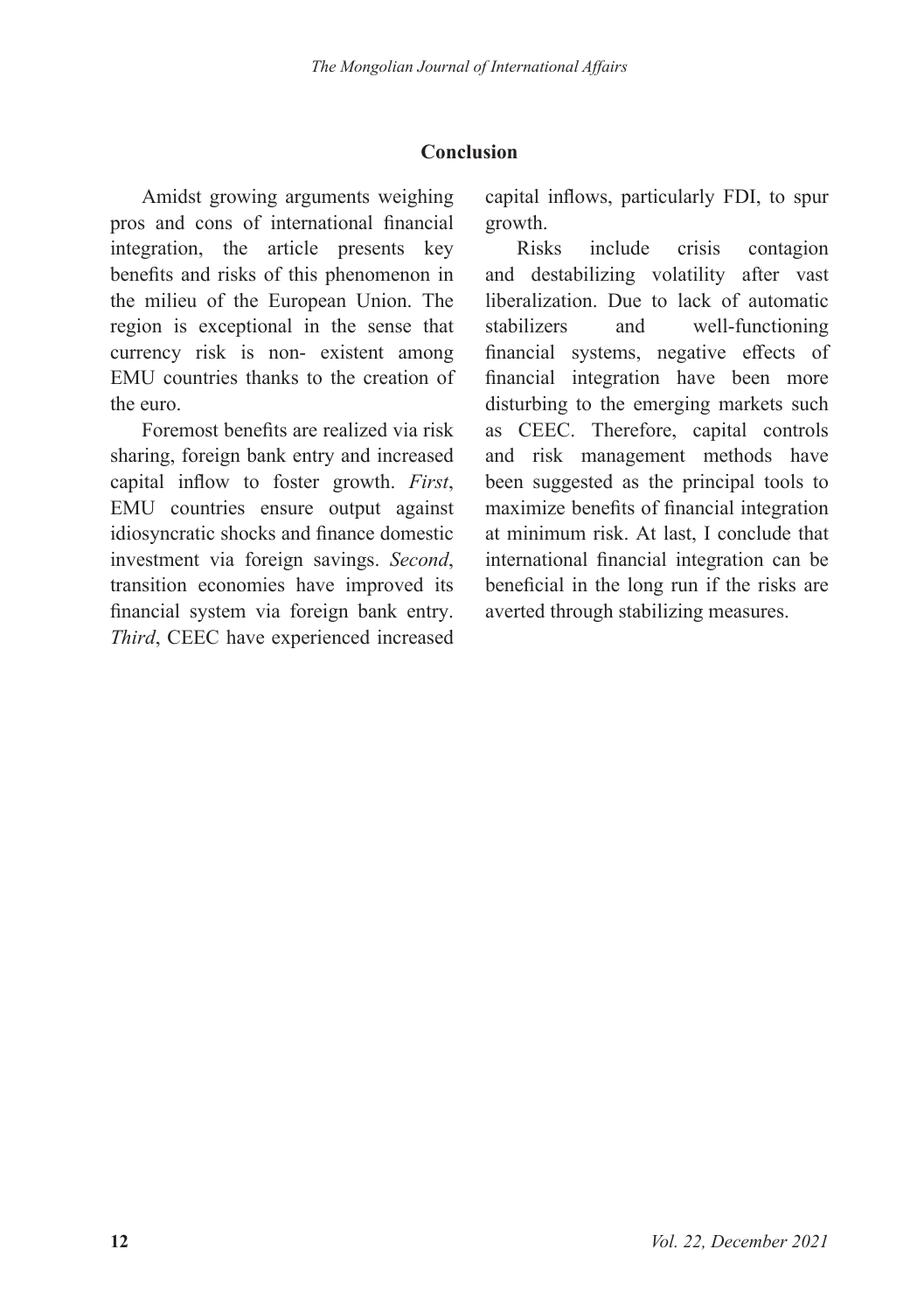## Conclusion

Amidst growing arguments weighing pros and cons of international financial integration, the article presents key benefits and risks of this phenomenon in the milieu of the European Union. The region is exceptional in the sense that currency risk is non- existent among EMU countries thanks to the creation of the euro.

Foremost benefits are realized via risk sharing, foreign bank entry and increased capital inflow to foster growth. *First*, EMU countries ensure output against idiosyncratic shocks and finance domestic investment via foreign savings. *Second*, transition economies have improved its financial system via foreign bank entry. *Third*, CEEC have experienced increased capital inflows, particularly FDI, to spur growth.

Risks include crisis contagion and destabilizing volatility after vast liberalization. Due to lack of automatic stabilizers and well-functioning financial systems, negative effects of financial integration have been more disturbing to the emerging markets such as CEEC. Therefore, capital controls and risk management methods have been suggested as the principal tools to maximize benefits of financial integration at minimum risk. At last, I conclude that international financial integration can be beneficial in the long run if the risks are averted through stabilizing measures.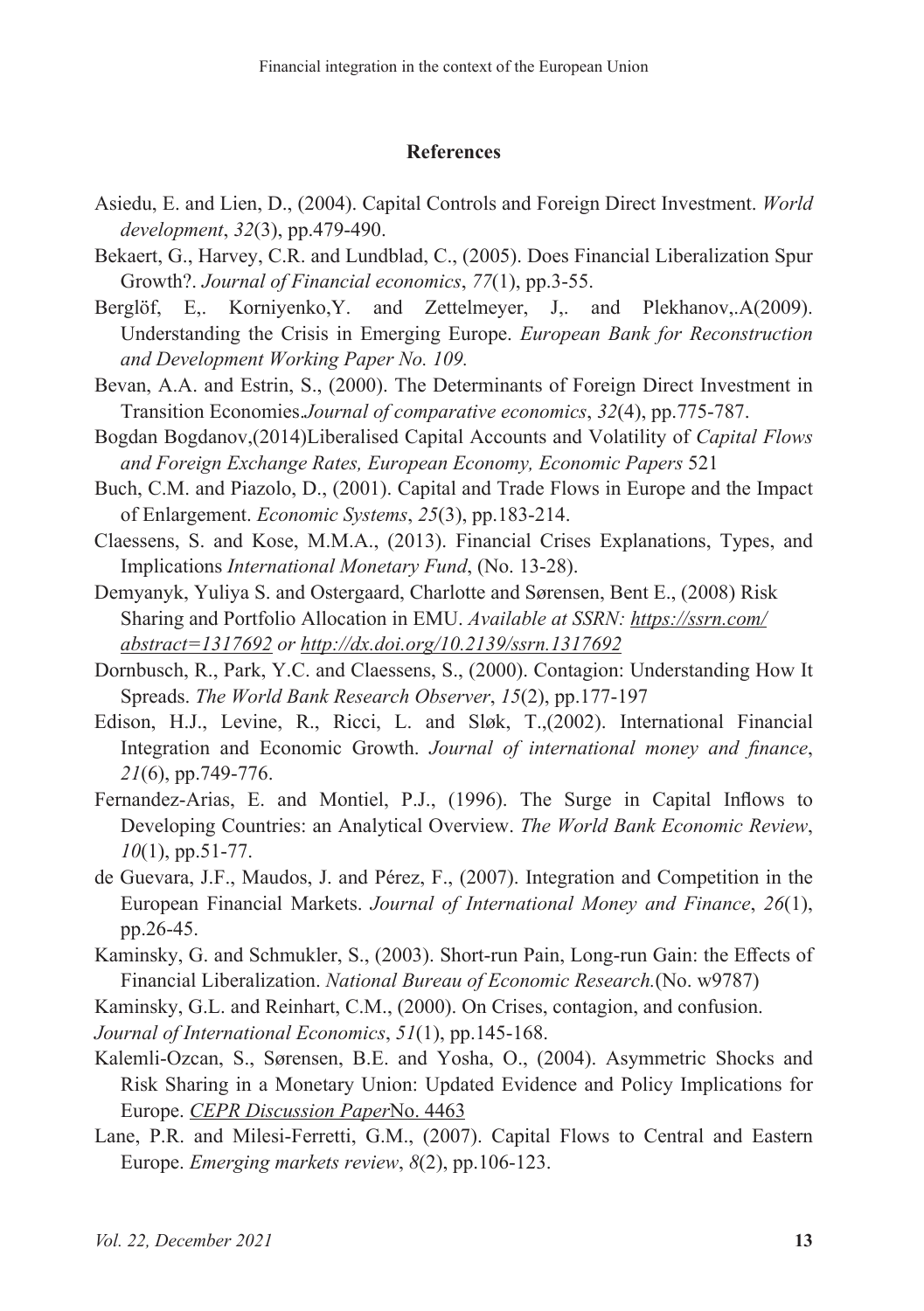## References

Asiedu, E. and Lien, D., (2004). Capital Controls and Foreign Direct Investment. *World development*, *32*(3), pp.479-490.

Bekaert, G., Harvey, C.R. and Lundblad, C., (2005). Does Financial Liberalization Spur Growth?. *Journal of Financial economics*, *77*(1), pp.3-55.

Berglöf, E,. Korniyenko,Y. and Zettelmeyer, J,. and Plekhanov,.A(2009). Understanding the Crisis in Emerging Europe. *European Bank for Reconstruction and Development Working Paper No. 109.*

Bevan, A.A. and Estrin, S., (2000). The Determinants of Foreign Direct Investment in Transition Economies.*Journal of comparative economics*, *32*(4), pp.775-787.

Bogdan Bogdanov,(2014)Liberalised Capital Accounts and Volatility of *Capital Flows and Foreign Exchange Rates, European Economy, Economic Papers* 521

Buch, C.M. and Piazolo, D., (2001). Capital and Trade Flows in Europe and the Impact of Enlargement. *Economic Systems*, *25*(3), pp.183-214.

Claessens, S. and Kose, M.M.A., (2013). Financial Crises Explanations, Types, and Implications *International Monetary Fund*, (No. 13-28).

Demyanyk, Yuliya S. and Ostergaard, Charlotte and Sørensen, Bent E., (2008) Risk Sharing and Portfolio Allocation in EMU. *Available at SSRN: https://ssrn.com/abstract=1317692 or http://dx.doi.org/10.2139/ssrn.1317692*

Dornbusch, R., Park, Y.C. and Claessens, S., (2000). Contagion: Understanding How It Spreads. *The World Bank Research Observer*, *15*(2), pp.177-197

Edison, H.J., Levine, R., Ricci, L. and Sløk, T.,(2002). International Financial Integration and Economic Growth. *Journal of international money and finance*, *21*(6), pp.749-776.

Fernandez-Arias, E. and Montiel, P.J., (1996). The Surge in Capital Inflows to Developing Countries: an Analytical Overview. *The World Bank Economic Review*, *10*(1), pp.51-77.

de Guevara, J.F., Maudos, J. and Pérez, F., (2007). Integration and Competition in the European Financial Markets. *Journal of International Money and Finance*, *26*(1), pp.26-45.

Kaminsky, G. and Schmukler, S., (2003). Short-run Pain, Long-run Gain: the Effects of Financial Liberalization. *National Bureau of Economic Research.*(No. w9787)

Kaminsky, G.L. and Reinhart, C.M., (2000). On Crises, contagion, and confusion. *Journal of International Economics*, *51*(1), pp.145-168.

Kalemli-Ozcan, S., Sørensen, B.E. and Yosha, O., (2004). Asymmetric Shocks and Risk Sharing in a Monetary Union: Updated Evidence and Policy Implications for Europe. *CEPR Discussion Paper*No. 4463

Lane, P.R. and Milesi-Ferretti, G.M., (2007). Capital Flows to Central and Eastern Europe. *Emerging markets review*, *8*(2), pp.106-123.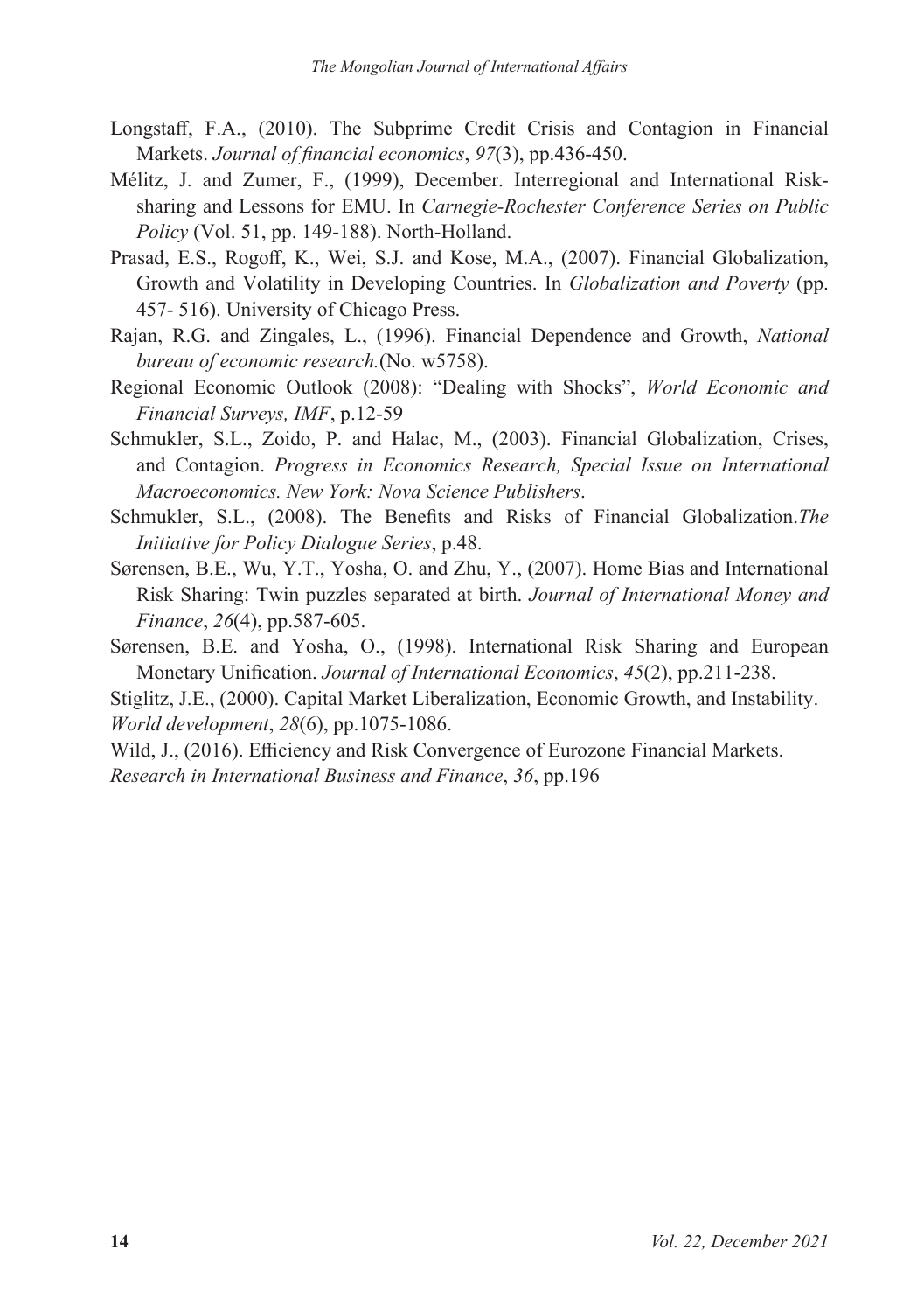Longstaff, F.A., (2010). The Subprime Credit Crisis and Contagion in Financial Markets. *Journal of financial economics*, *97*(3), pp.436-450.

Mélitz, J. and Zumer, F., (1999), December. Interregional and International Risk-sharing and Lessons for EMU. In *Carnegie-Rochester Conference Series on Public Policy* (Vol. 51, pp. 149-188). North-Holland.

Prasad, E.S., Rogoff, K., Wei, S.J. and Kose, M.A., (2007). Financial Globalization, Growth and Volatility in Developing Countries. In *Globalization and Poverty* (pp. 457- 516). University of Chicago Press.

Rajan, R.G. and Zingales, L., (1996). Financial Dependence and Growth, *National bureau of economic research.*(No. w5758).

Regional Economic Outlook (2008): "Dealing with Shocks", *World Economic and Financial Surveys, IMF*, p.12-59

Schmukler, S.L., Zoido, P. and Halac, M., (2003). Financial Globalization, Crises, and Contagion. *Progress in Economics Research, Special Issue on International Macroeconomics. New York: Nova Science Publishers*.

Schmukler, S.L., (2008). The Benefits and Risks of Financial Globalization.*The Initiative for Policy Dialogue Series*, p.48.

Sørensen, B.E., Wu, Y.T., Yosha, O. and Zhu, Y., (2007). Home Bias and International Risk Sharing: Twin puzzles separated at birth. *Journal of International Money and Finance*, *26*(4), pp.587-605.

Sørensen, B.E. and Yosha, O., (1998). International Risk Sharing and European Monetary Unification. *Journal of International Economics*, *45*(2), pp.211-238.

Stiglitz, J.E., (2000). Capital Market Liberalization, Economic Growth, and Instability. *World development*, *28*(6), pp.1075-1086.

Wild, J., (2016). Efficiency and Risk Convergence of Eurozone Financial Markets. *Research in International Business and Finance*, *36*, pp.196